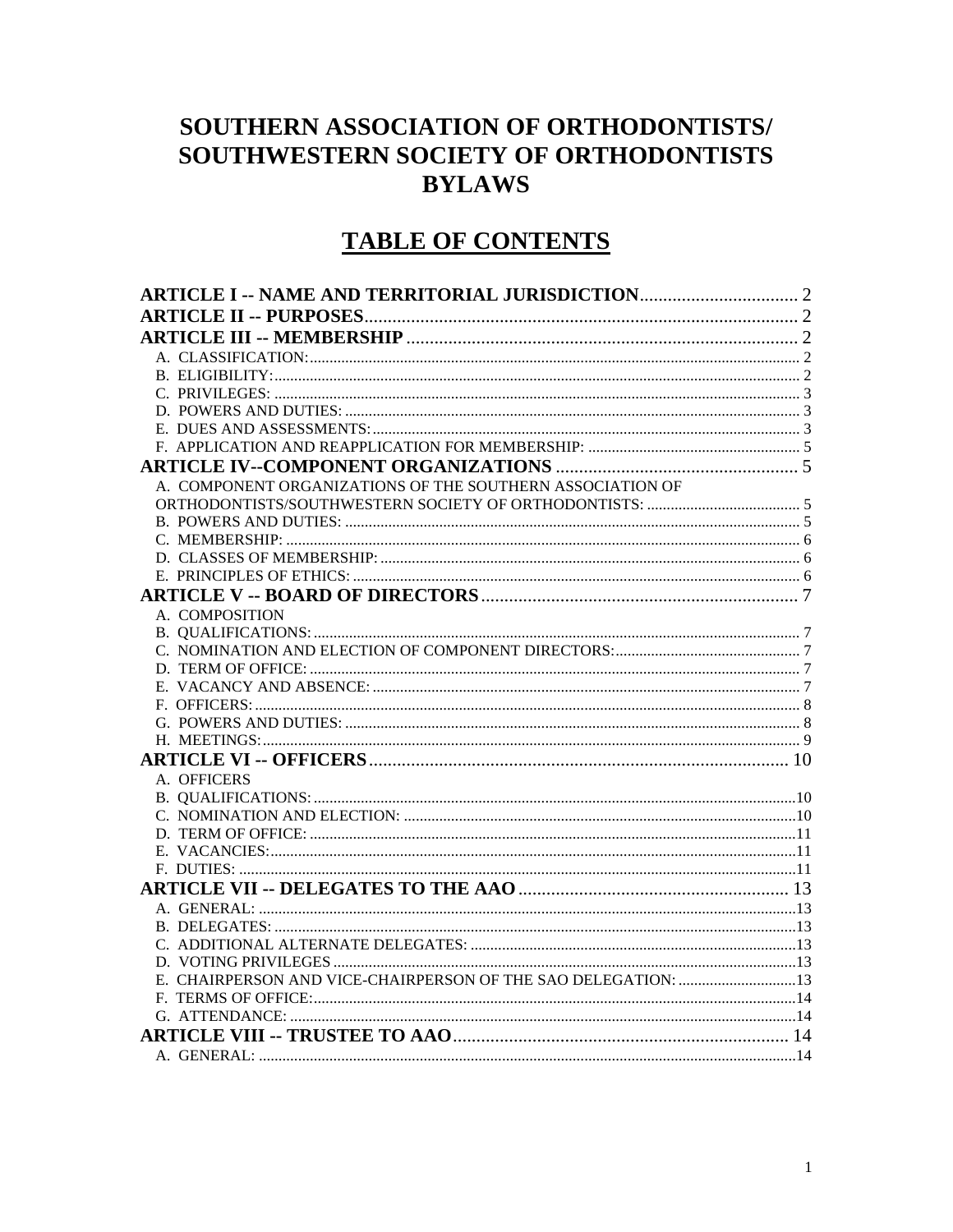# SOUTHERN ASSOCIATION OF ORTHODONTISTS/ SOUTHWESTERN SOCIETY OF ORTHODONTISTS BYLAWS

## TABLE OF CONTENTS

**ARTICLE I -- NAME AND TERRITORIAL JURISDICTION** .................................. 2
**ARTICLE II -- PURPOSES** .................................. 2
**ARTICLE III -- MEMBERSHIP** .................................. 2
- A. CLASSIFICATION: .................................. 2
- B. ELIGIBILITY: .................................. 2
- C. PRIVILEGES: .................................. 3
- D. POWERS AND DUTIES: .................................. 3
- E. DUES AND ASSESSMENTS: .................................. 3
- F. APPLICATION AND REAPPLICATION FOR MEMBERSHIP: .................................. 5

**ARTICLE IV--COMPONENT ORGANIZATIONS** .................................. 5
- A. COMPONENT ORGANIZATIONS OF THE SOUTHERN ASSOCIATION OF ORTHODONTISTS/SOUTHWESTERN SOCIETY OF ORTHODONTISTS: .................................. 5
- B. POWERS AND DUTIES: .................................. 5
- C. MEMBERSHIP: .................................. 6
- D. CLASSES OF MEMBERSHIP: .................................. 6
- E. PRINCIPLES OF ETHICS: .................................. 6

**ARTICLE V -- BOARD OF DIRECTORS** .................................. 7
- A. COMPOSITION
- B. QUALIFICATIONS: .................................. 7
- C. NOMINATION AND ELECTION OF COMPONENT DIRECTORS: .................................. 7
- D. TERM OF OFFICE: .................................. 7
- E. VACANCY AND ABSENCE: .................................. 7
- F. OFFICERS: .................................. 8
- G. POWERS AND DUTIES: .................................. 8
- H. MEETINGS: .................................. 9

**ARTICLE VI -- OFFICERS** .................................. 10
- A. OFFICERS
- B. QUALIFICATIONS: .................................. 10
- C. NOMINATION AND ELECTION: .................................. 10
- D. TERM OF OFFICE: .................................. 11
- E. VACANCIES: .................................. 11
- F. DUTIES: .................................. 11

**ARTICLE VII -- DELEGATES TO THE AAO** .................................. 13
- A. GENERAL: .................................. 13
- B. DELEGATES: .................................. 13
- C. ADDITIONAL ALTERNATE DELEGATES: .................................. 13
- D. VOTING PRIVILEGES .................................. 13
- E. CHAIRPERSON AND VICE-CHAIRPERSON OF THE SAO DELEGATION: .................................. 13
- F. TERMS OF OFFICE: .................................. 14
- G. ATTENDANCE: .................................. 14

**ARTICLE VIII -- TRUSTEE TO AAO** .................................. 14
- A. GENERAL: .................................. 14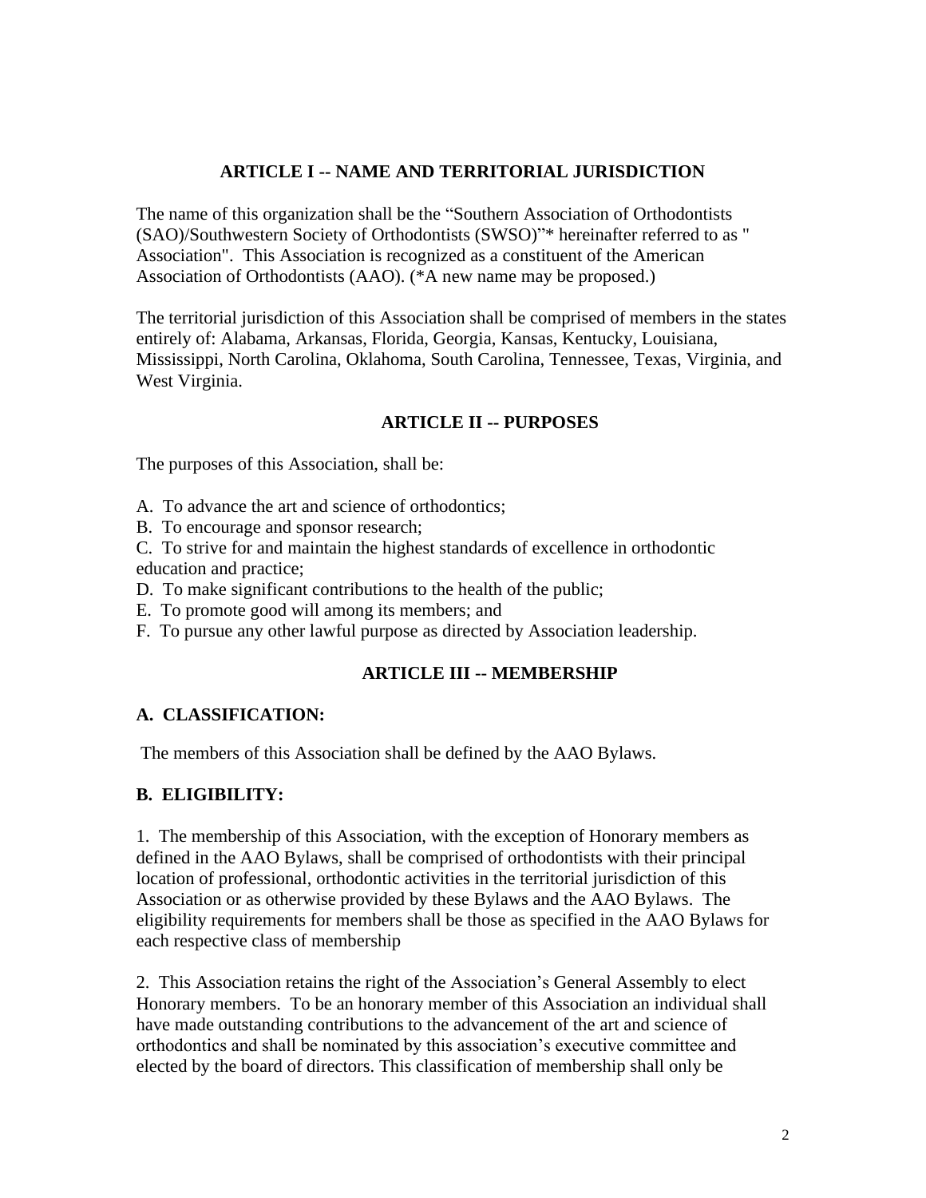## ARTICLE I -- NAME AND TERRITORIAL JURISDICTION

The name of this organization shall be the "Southern Association of Orthodontists (SAO)/Southwestern Society of Orthodontists (SWSO)"* hereinafter referred to as " Association". This Association is recognized as a constituent of the American Association of Orthodontists (AAO). (*A new name may be proposed.)

The territorial jurisdiction of this Association shall be comprised of members in the states entirely of: Alabama, Arkansas, Florida, Georgia, Kansas, Kentucky, Louisiana, Mississippi, North Carolina, Oklahoma, South Carolina, Tennessee, Texas, Virginia, and West Virginia.

## ARTICLE II -- PURPOSES

The purposes of this Association, shall be:

A. To advance the art and science of orthodontics;
B. To encourage and sponsor research;
C. To strive for and maintain the highest standards of excellence in orthodontic education and practice;
D. To make significant contributions to the health of the public;
E. To promote good will among its members; and
F. To pursue any other lawful purpose as directed by Association leadership.

## ARTICLE III -- MEMBERSHIP

### A. CLASSIFICATION:

The members of this Association shall be defined by the AAO Bylaws.

### B. ELIGIBILITY:

1. The membership of this Association, with the exception of Honorary members as defined in the AAO Bylaws, shall be comprised of orthodontists with their principal location of professional, orthodontic activities in the territorial jurisdiction of this Association or as otherwise provided by these Bylaws and the AAO Bylaws. The eligibility requirements for members shall be those as specified in the AAO Bylaws for each respective class of membership

2. This Association retains the right of the Association's General Assembly to elect Honorary members. To be an honorary member of this Association an individual shall have made outstanding contributions to the advancement of the art and science of orthodontics and shall be nominated by this association's executive committee and elected by the board of directors. This classification of membership shall only be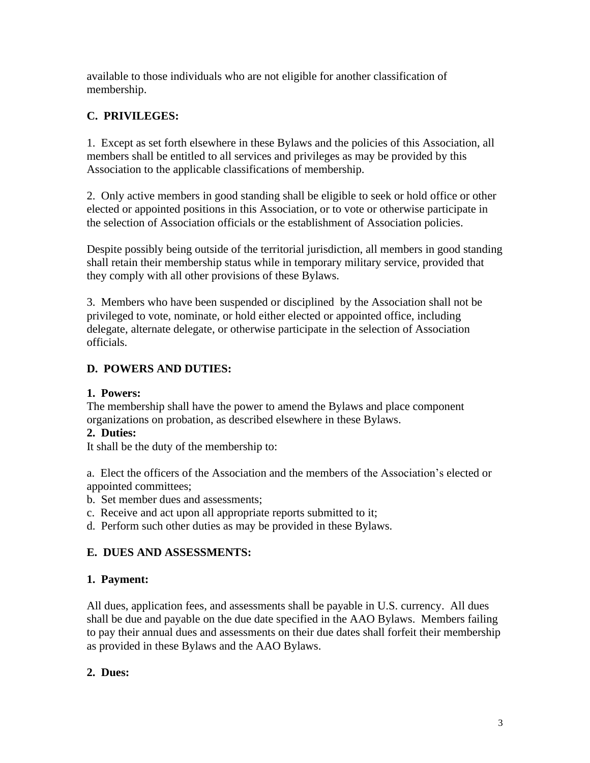available to those individuals who are not eligible for another classification of membership.

### C. PRIVILEGES:

1. Except as set forth elsewhere in these Bylaws and the policies of this Association, all members shall be entitled to all services and privileges as may be provided by this Association to the applicable classifications of membership.

2. Only active members in good standing shall be eligible to seek or hold office or other elected or appointed positions in this Association, or to vote or otherwise participate in the selection of Association officials or the establishment of Association policies.

Despite possibly being outside of the territorial jurisdiction, all members in good standing shall retain their membership status while in temporary military service, provided that they comply with all other provisions of these Bylaws.

3. Members who have been suspended or disciplined by the Association shall not be privileged to vote, nominate, or hold either elected or appointed office, including delegate, alternate delegate, or otherwise participate in the selection of Association officials.

### D. POWERS AND DUTIES:

**1. Powers:**
The membership shall have the power to amend the Bylaws and place component organizations on probation, as described elsewhere in these Bylaws.

**2. Duties:**
It shall be the duty of the membership to:

a. Elect the officers of the Association and the members of the Association's elected or appointed committees;
b. Set member dues and assessments;
c. Receive and act upon all appropriate reports submitted to it;
d. Perform such other duties as may be provided in these Bylaws.

### E. DUES AND ASSESSMENTS:

**1. Payment:**

All dues, application fees, and assessments shall be payable in U.S. currency. All dues shall be due and payable on the due date specified in the AAO Bylaws. Members failing to pay their annual dues and assessments on their due dates shall forfeit their membership as provided in these Bylaws and the AAO Bylaws.

**2. Dues:**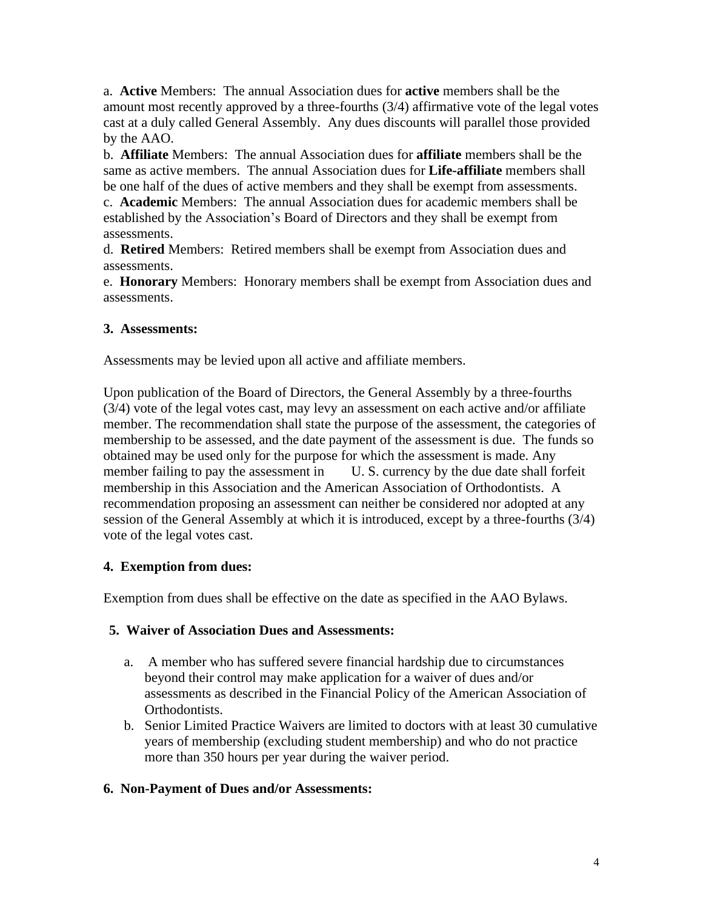a. **Active** Members: The annual Association dues for **active** members shall be the amount most recently approved by a three-fourths (3/4) affirmative vote of the legal votes cast at a duly called General Assembly. Any dues discounts will parallel those provided by the AAO.

b. **Affiliate** Members: The annual Association dues for **affiliate** members shall be the same as active members. The annual Association dues for **Life-affiliate** members shall be one half of the dues of active members and they shall be exempt from assessments.

c. **Academic** Members: The annual Association dues for academic members shall be established by the Association's Board of Directors and they shall be exempt from assessments.

d. **Retired** Members: Retired members shall be exempt from Association dues and assessments.

e. **Honorary** Members: Honorary members shall be exempt from Association dues and assessments.

**3. Assessments:**

Assessments may be levied upon all active and affiliate members.

Upon publication of the Board of Directors, the General Assembly by a three-fourths (3/4) vote of the legal votes cast, may levy an assessment on each active and/or affiliate member. The recommendation shall state the purpose of the assessment, the categories of membership to be assessed, and the date payment of the assessment is due. The funds so obtained may be used only for the purpose for which the assessment is made. Any member failing to pay the assessment in U. S. currency by the due date shall forfeit membership in this Association and the American Association of Orthodontists. A recommendation proposing an assessment can neither be considered nor adopted at any session of the General Assembly at which it is introduced, except by a three-fourths (3/4) vote of the legal votes cast.

**4. Exemption from dues:**

Exemption from dues shall be effective on the date as specified in the AAO Bylaws.

**5. Waiver of Association Dues and Assessments:**

a. A member who has suffered severe financial hardship due to circumstances beyond their control may make application for a waiver of dues and/or assessments as described in the Financial Policy of the American Association of Orthodontists.

b. Senior Limited Practice Waivers are limited to doctors with at least 30 cumulative years of membership (excluding student membership) and who do not practice more than 350 hours per year during the waiver period.

**6. Non-Payment of Dues and/or Assessments:**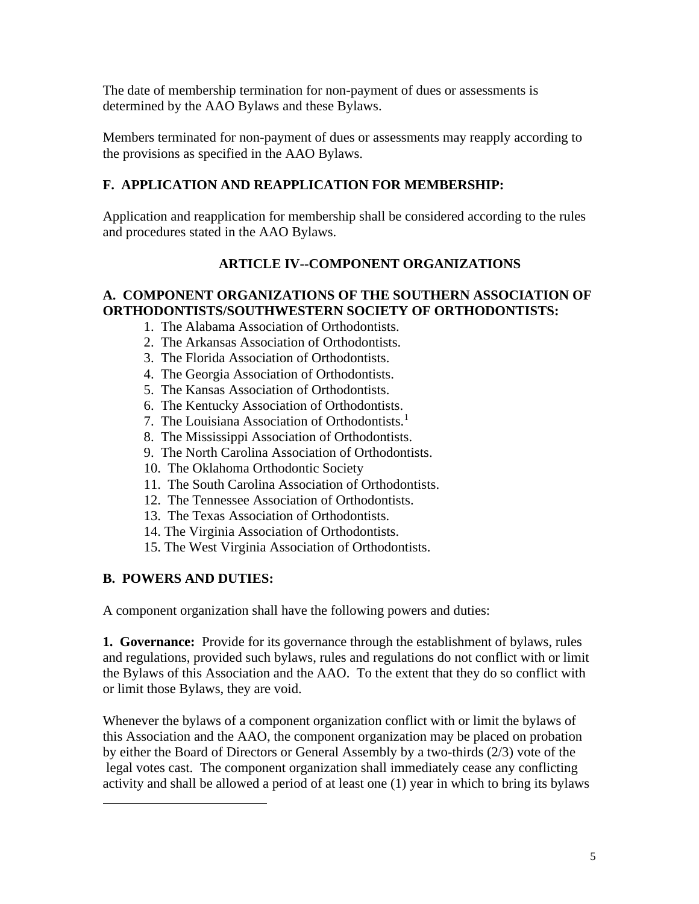The date of membership termination for non-payment of dues or assessments is determined by the AAO Bylaws and these Bylaws.

Members terminated for non-payment of dues or assessments may reapply according to the provisions as specified in the AAO Bylaws.

### F. APPLICATION AND REAPPLICATION FOR MEMBERSHIP:

Application and reapplication for membership shall be considered according to the rules and procedures stated in the AAO Bylaws.

## ARTICLE IV--COMPONENT ORGANIZATIONS

### A. COMPONENT ORGANIZATIONS OF THE SOUTHERN ASSOCIATION OF ORTHODONTISTS/SOUTHWESTERN SOCIETY OF ORTHODONTISTS:

1. The Alabama Association of Orthodontists.
2. The Arkansas Association of Orthodontists.
3. The Florida Association of Orthodontists.
4. The Georgia Association of Orthodontists.
5. The Kansas Association of Orthodontists.
6. The Kentucky Association of Orthodontists.
7. The Louisiana Association of Orthodontists.[1]
8. The Mississippi Association of Orthodontists.
9. The North Carolina Association of Orthodontists.
10. The Oklahoma Orthodontic Society
11. The South Carolina Association of Orthodontists.
12. The Tennessee Association of Orthodontists.
13. The Texas Association of Orthodontists.
14. The Virginia Association of Orthodontists.
15. The West Virginia Association of Orthodontists.

### B. POWERS AND DUTIES:

A component organization shall have the following powers and duties:

**1. Governance:** Provide for its governance through the establishment of bylaws, rules and regulations, provided such bylaws, rules and regulations do not conflict with or limit the Bylaws of this Association and the AAO. To the extent that they do so conflict with or limit those Bylaws, they are void.

Whenever the bylaws of a component organization conflict with or limit the bylaws of this Association and the AAO, the component organization may be placed on probation by either the Board of Directors or General Assembly by a two-thirds (2/3) vote of the legal votes cast. The component organization shall immediately cease any conflicting activity and shall be allowed a period of at least one (1) year in which to bring its bylaws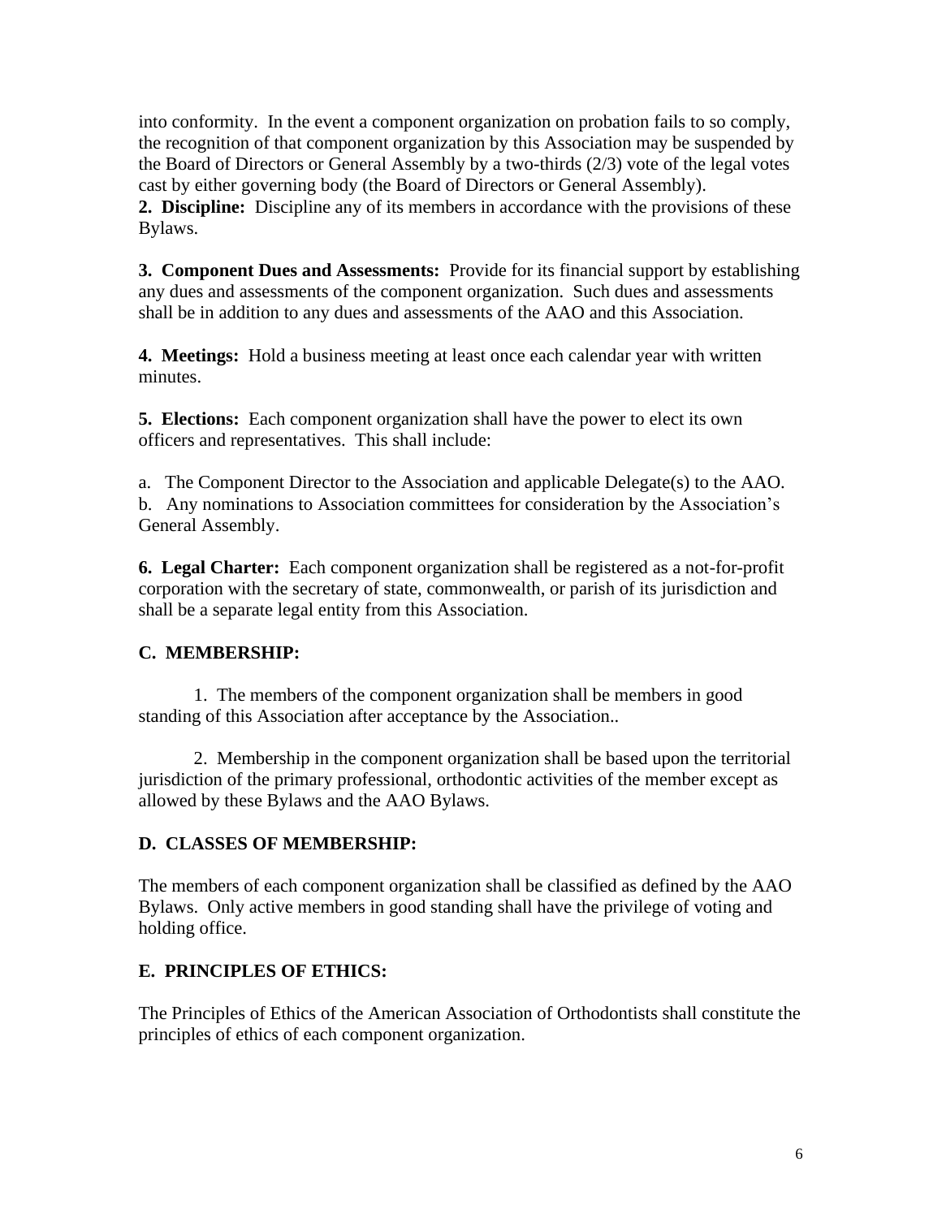into conformity. In the event a component organization on probation fails to so comply, the recognition of that component organization by this Association may be suspended by the Board of Directors or General Assembly by a two-thirds (2/3) vote of the legal votes cast by either governing body (the Board of Directors or General Assembly).

**2. Discipline:** Discipline any of its members in accordance with the provisions of these Bylaws.

**3. Component Dues and Assessments:** Provide for its financial support by establishing any dues and assessments of the component organization. Such dues and assessments shall be in addition to any dues and assessments of the AAO and this Association.

**4. Meetings:** Hold a business meeting at least once each calendar year with written minutes.

**5. Elections:** Each component organization shall have the power to elect its own officers and representatives. This shall include:

a. The Component Director to the Association and applicable Delegate(s) to the AAO.
b. Any nominations to Association committees for consideration by the Association's General Assembly.

**6. Legal Charter:** Each component organization shall be registered as a not-for-profit corporation with the secretary of state, commonwealth, or parish of its jurisdiction and shall be a separate legal entity from this Association.

## C. MEMBERSHIP:

1. The members of the component organization shall be members in good standing of this Association after acceptance by the Association..

2. Membership in the component organization shall be based upon the territorial jurisdiction of the primary professional, orthodontic activities of the member except as allowed by these Bylaws and the AAO Bylaws.

## D. CLASSES OF MEMBERSHIP:

The members of each component organization shall be classified as defined by the AAO Bylaws. Only active members in good standing shall have the privilege of voting and holding office.

## E. PRINCIPLES OF ETHICS:

The Principles of Ethics of the American Association of Orthodontists shall constitute the principles of ethics of each component organization.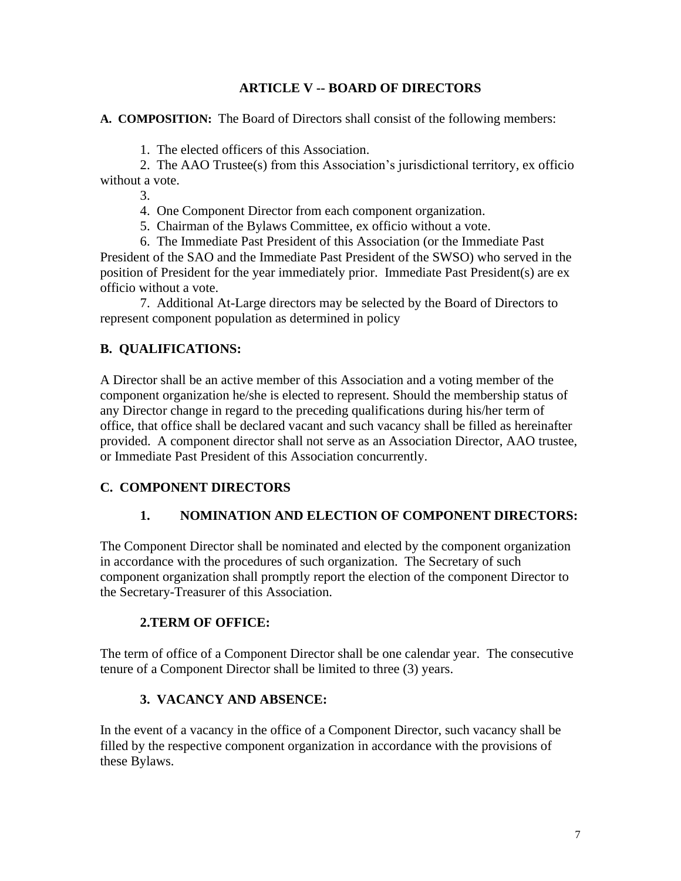## ARTICLE V -- BOARD OF DIRECTORS

**A. COMPOSITION:** The Board of Directors shall consist of the following members:

1. The elected officers of this Association.
2. The AAO Trustee(s) from this Association's jurisdictional territory, ex officio without a vote.
3. 
4. One Component Director from each component organization.
5. Chairman of the Bylaws Committee, ex officio without a vote.
6. The Immediate Past President of this Association (or the Immediate Past President of the SAO and the Immediate Past President of the SWSO) who served in the position of President for the year immediately prior. Immediate Past President(s) are ex officio without a vote.
7. Additional At-Large directors may be selected by the Board of Directors to represent component population as determined in policy

### B. QUALIFICATIONS:

A Director shall be an active member of this Association and a voting member of the component organization he/she is elected to represent. Should the membership status of any Director change in regard to the preceding qualifications during his/her term of office, that office shall be declared vacant and such vacancy shall be filled as hereinafter provided. A component director shall not serve as an Association Director, AAO trustee, or Immediate Past President of this Association concurrently.

### C. COMPONENT DIRECTORS

#### 1. NOMINATION AND ELECTION OF COMPONENT DIRECTORS:

The Component Director shall be nominated and elected by the component organization in accordance with the procedures of such organization. The Secretary of such component organization shall promptly report the election of the component Director to the Secretary-Treasurer of this Association.

#### 2.TERM OF OFFICE:

The term of office of a Component Director shall be one calendar year. The consecutive tenure of a Component Director shall be limited to three (3) years.

#### 3. VACANCY AND ABSENCE:

In the event of a vacancy in the office of a Component Director, such vacancy shall be filled by the respective component organization in accordance with the provisions of these Bylaws.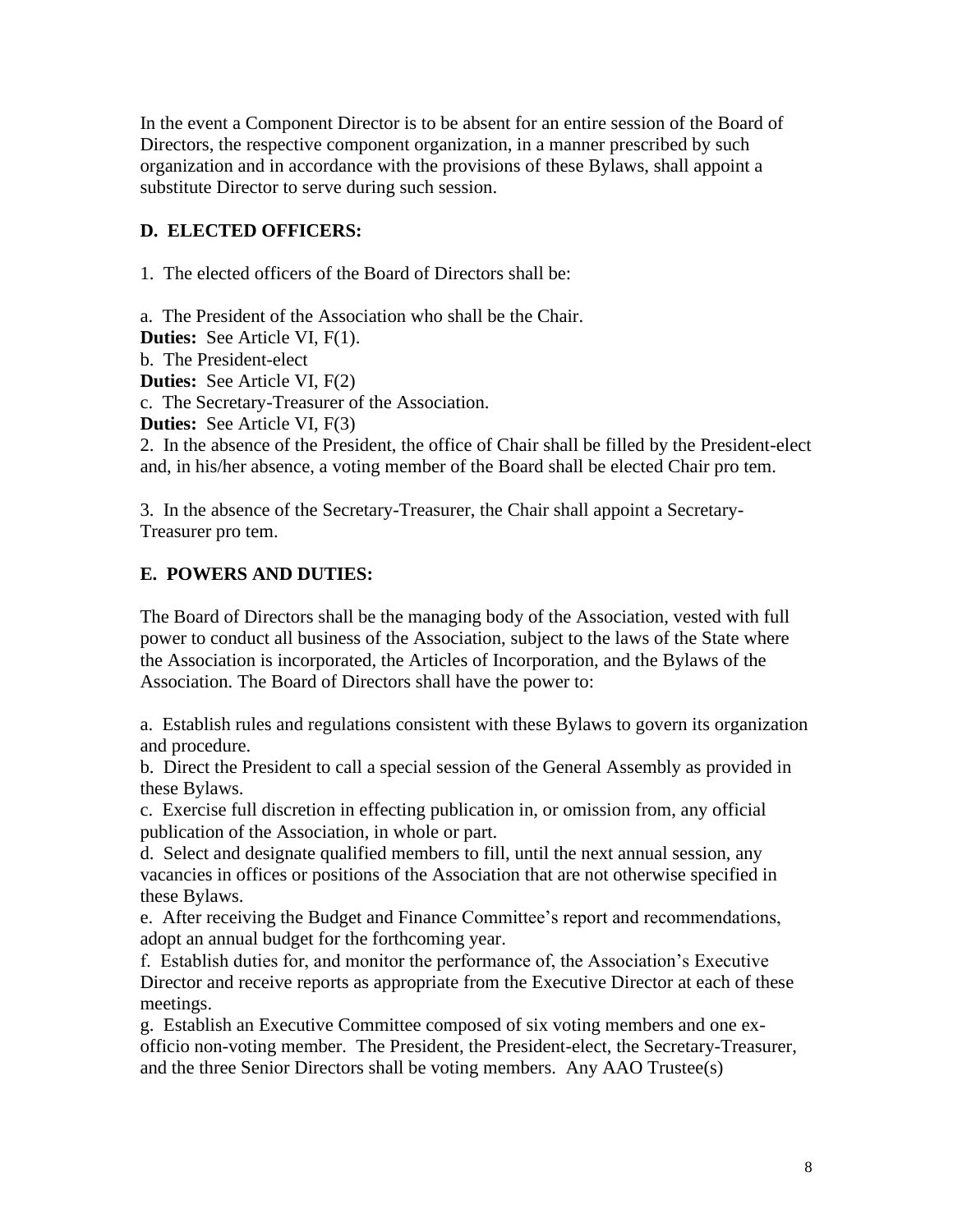In the event a Component Director is to be absent for an entire session of the Board of Directors, the respective component organization, in a manner prescribed by such organization and in accordance with the provisions of these Bylaws, shall appoint a substitute Director to serve during such session.

**D. ELECTED OFFICERS:**

1. The elected officers of the Board of Directors shall be:

a. The President of the Association who shall be the Chair.
**Duties:** See Article VI, F(1).
b. The President-elect
**Duties:** See Article VI, F(2)
c. The Secretary-Treasurer of the Association.
**Duties:** See Article VI, F(3)
2. In the absence of the President, the office of Chair shall be filled by the President-elect and, in his/her absence, a voting member of the Board shall be elected Chair pro tem.

3. In the absence of the Secretary-Treasurer, the Chair shall appoint a Secretary-Treasurer pro tem.

**E. POWERS AND DUTIES:**

The Board of Directors shall be the managing body of the Association, vested with full power to conduct all business of the Association, subject to the laws of the State where the Association is incorporated, the Articles of Incorporation, and the Bylaws of the Association. The Board of Directors shall have the power to:

a. Establish rules and regulations consistent with these Bylaws to govern its organization and procedure.
b. Direct the President to call a special session of the General Assembly as provided in these Bylaws.
c. Exercise full discretion in effecting publication in, or omission from, any official publication of the Association, in whole or part.
d. Select and designate qualified members to fill, until the next annual session, any vacancies in offices or positions of the Association that are not otherwise specified in these Bylaws.
e. After receiving the Budget and Finance Committee's report and recommendations, adopt an annual budget for the forthcoming year.
f. Establish duties for, and monitor the performance of, the Association's Executive Director and receive reports as appropriate from the Executive Director at each of these meetings.
g. Establish an Executive Committee composed of six voting members and one ex-officio non-voting member. The President, the President-elect, the Secretary-Treasurer, and the three Senior Directors shall be voting members. Any AAO Trustee(s)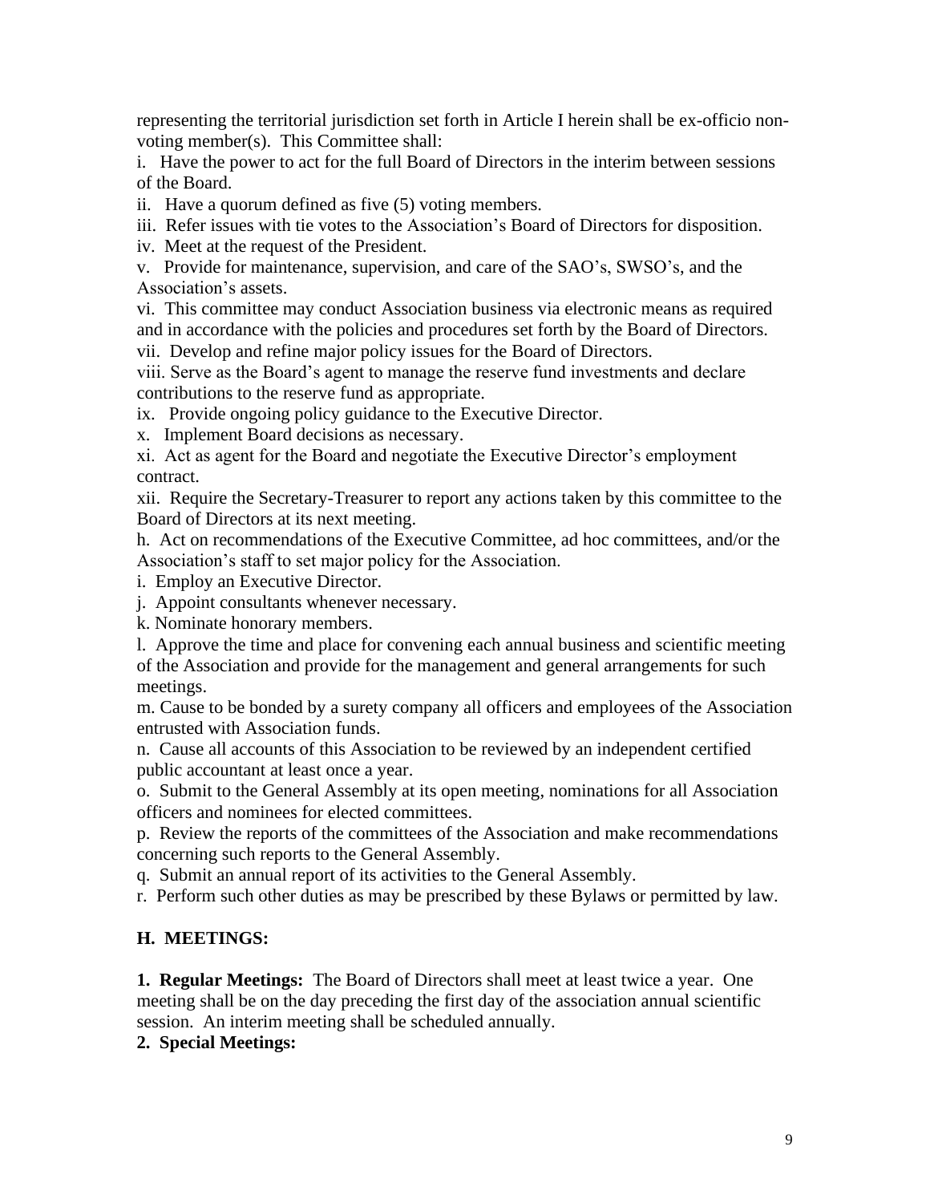representing the territorial jurisdiction set forth in Article I herein shall be ex-officio non-voting member(s). This Committee shall:

i. Have the power to act for the full Board of Directors in the interim between sessions of the Board.

ii. Have a quorum defined as five (5) voting members.

iii. Refer issues with tie votes to the Association's Board of Directors for disposition.

iv. Meet at the request of the President.

v. Provide for maintenance, supervision, and care of the SAO's, SWSO's, and the Association's assets.

vi. This committee may conduct Association business via electronic means as required and in accordance with the policies and procedures set forth by the Board of Directors.

vii. Develop and refine major policy issues for the Board of Directors.

viii. Serve as the Board's agent to manage the reserve fund investments and declare contributions to the reserve fund as appropriate.

ix. Provide ongoing policy guidance to the Executive Director.

x. Implement Board decisions as necessary.

xi. Act as agent for the Board and negotiate the Executive Director's employment contract.

xii. Require the Secretary-Treasurer to report any actions taken by this committee to the Board of Directors at its next meeting.

h. Act on recommendations of the Executive Committee, ad hoc committees, and/or the Association's staff to set major policy for the Association.

i. Employ an Executive Director.

j. Appoint consultants whenever necessary.

k. Nominate honorary members.

l. Approve the time and place for convening each annual business and scientific meeting of the Association and provide for the management and general arrangements for such meetings.

m. Cause to be bonded by a surety company all officers and employees of the Association entrusted with Association funds.

n. Cause all accounts of this Association to be reviewed by an independent certified public accountant at least once a year.

o. Submit to the General Assembly at its open meeting, nominations for all Association officers and nominees for elected committees.

p. Review the reports of the committees of the Association and make recommendations concerning such reports to the General Assembly.

q. Submit an annual report of its activities to the General Assembly.

r. Perform such other duties as may be prescribed by these Bylaws or permitted by law.

## H. MEETINGS:

**1. Regular Meetings:** The Board of Directors shall meet at least twice a year. One meeting shall be on the day preceding the first day of the association annual scientific session. An interim meeting shall be scheduled annually.

**2. Special Meetings:**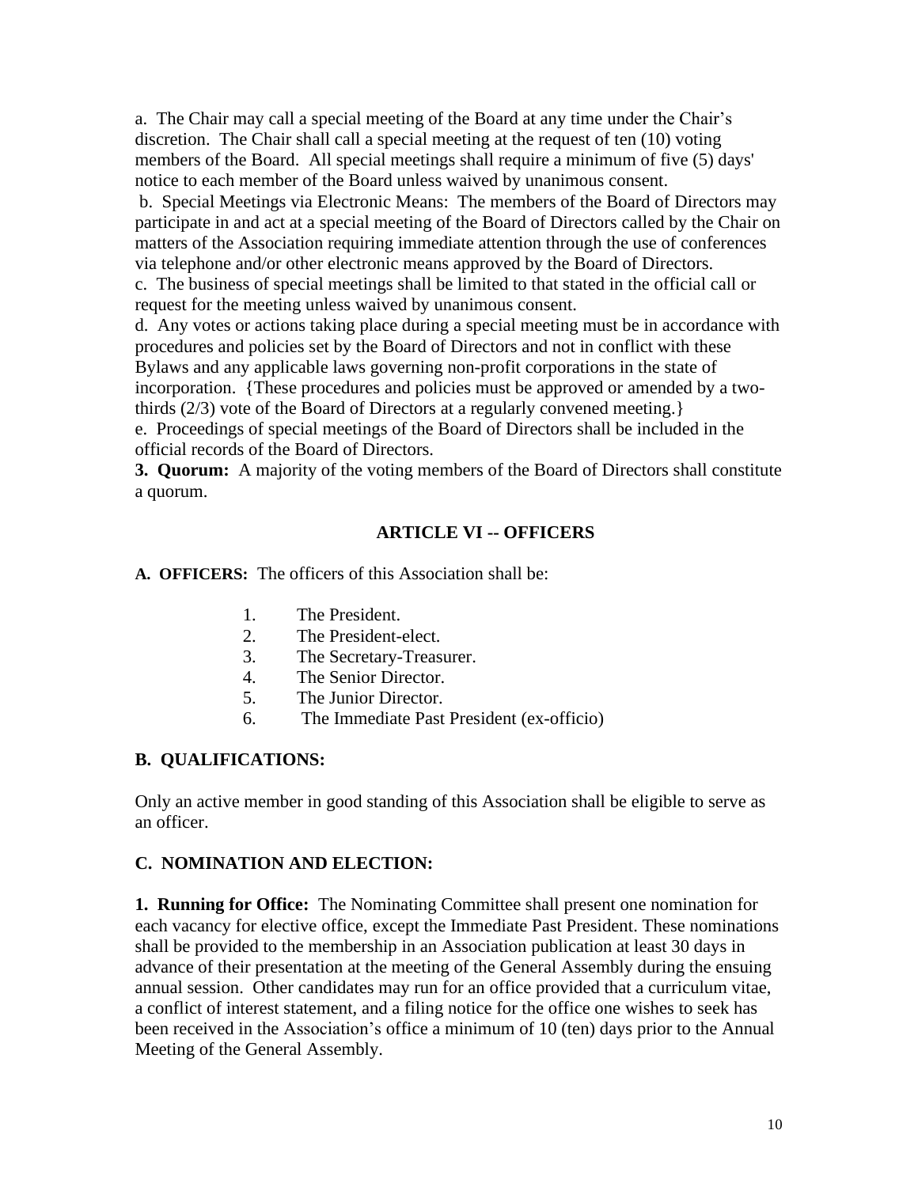a. The Chair may call a special meeting of the Board at any time under the Chair's discretion. The Chair shall call a special meeting at the request of ten (10) voting members of the Board. All special meetings shall require a minimum of five (5) days' notice to each member of the Board unless waived by unanimous consent.

b. Special Meetings via Electronic Means: The members of the Board of Directors may participate in and act at a special meeting of the Board of Directors called by the Chair on matters of the Association requiring immediate attention through the use of conferences via telephone and/or other electronic means approved by the Board of Directors.

c. The business of special meetings shall be limited to that stated in the official call or request for the meeting unless waived by unanimous consent.

d. Any votes or actions taking place during a special meeting must be in accordance with procedures and policies set by the Board of Directors and not in conflict with these Bylaws and any applicable laws governing non-profit corporations in the state of incorporation. {These procedures and policies must be approved or amended by a two-thirds (2/3) vote of the Board of Directors at a regularly convened meeting.}

e. Proceedings of special meetings of the Board of Directors shall be included in the official records of the Board of Directors.

**3. Quorum:** A majority of the voting members of the Board of Directors shall constitute a quorum.

## ARTICLE VI -- OFFICERS

**A. OFFICERS:** The officers of this Association shall be:

1. The President.
2. The President-elect.
3. The Secretary-Treasurer.
4. The Senior Director.
5. The Junior Director.
6. The Immediate Past President (ex-officio)

### B. QUALIFICATIONS:

Only an active member in good standing of this Association shall be eligible to serve as an officer.

### C. NOMINATION AND ELECTION:

**1. Running for Office:** The Nominating Committee shall present one nomination for each vacancy for elective office, except the Immediate Past President. These nominations shall be provided to the membership in an Association publication at least 30 days in advance of their presentation at the meeting of the General Assembly during the ensuing annual session. Other candidates may run for an office provided that a curriculum vitae, a conflict of interest statement, and a filing notice for the office one wishes to seek has been received in the Association's office a minimum of 10 (ten) days prior to the Annual Meeting of the General Assembly.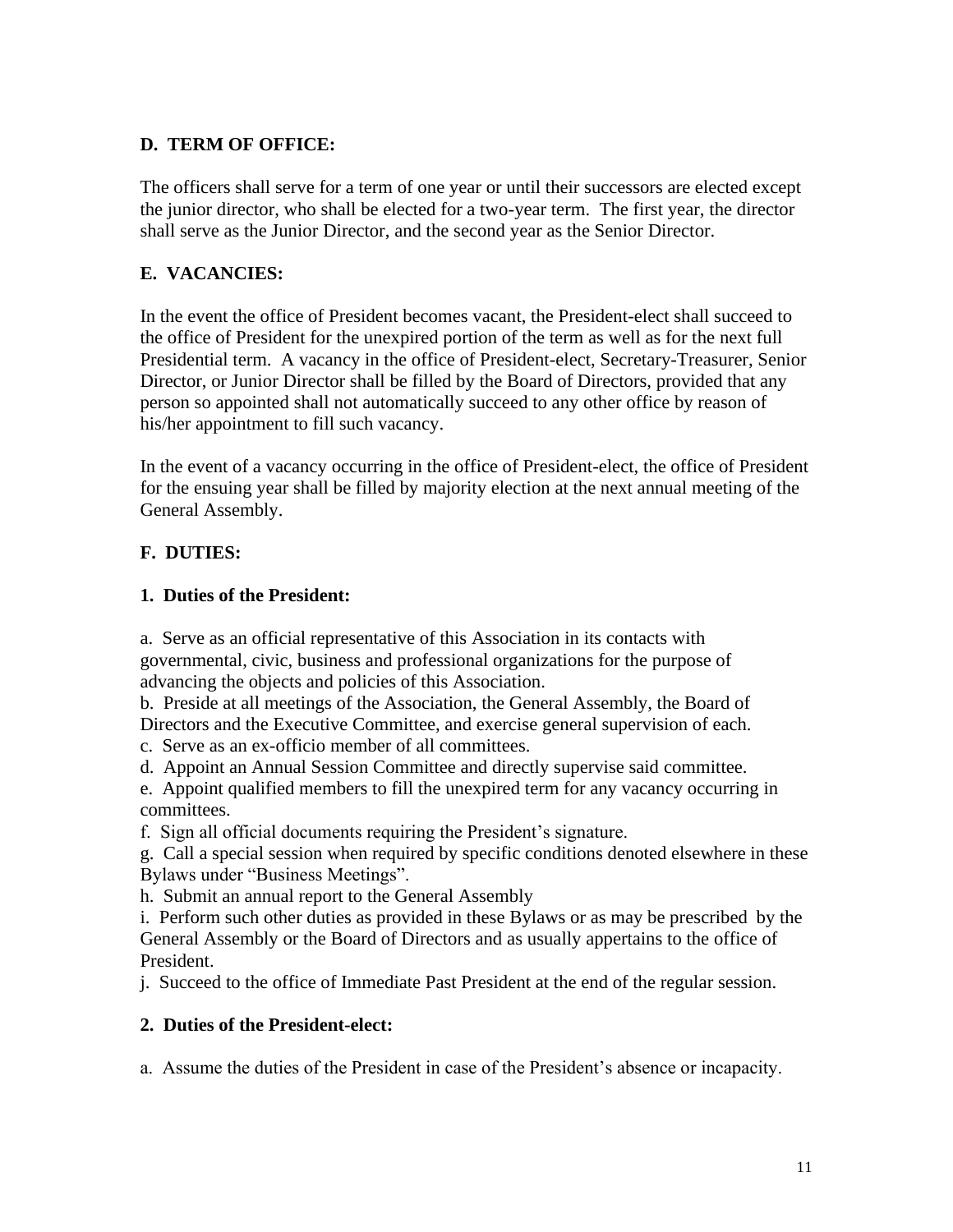## D. TERM OF OFFICE:

The officers shall serve for a term of one year or until their successors are elected except the junior director, who shall be elected for a two-year term. The first year, the director shall serve as the Junior Director, and the second year as the Senior Director.

## E. VACANCIES:

In the event the office of President becomes vacant, the President-elect shall succeed to the office of President for the unexpired portion of the term as well as for the next full Presidential term. A vacancy in the office of President-elect, Secretary-Treasurer, Senior Director, or Junior Director shall be filled by the Board of Directors, provided that any person so appointed shall not automatically succeed to any other office by reason of his/her appointment to fill such vacancy.

In the event of a vacancy occurring in the office of President-elect, the office of President for the ensuing year shall be filled by majority election at the next annual meeting of the General Assembly.

## F. DUTIES:

### 1. Duties of the President:

a. Serve as an official representative of this Association in its contacts with governmental, civic, business and professional organizations for the purpose of advancing the objects and policies of this Association.
b. Preside at all meetings of the Association, the General Assembly, the Board of Directors and the Executive Committee, and exercise general supervision of each.
c. Serve as an ex-officio member of all committees.
d. Appoint an Annual Session Committee and directly supervise said committee.
e. Appoint qualified members to fill the unexpired term for any vacancy occurring in committees.
f. Sign all official documents requiring the President's signature.
g. Call a special session when required by specific conditions denoted elsewhere in these Bylaws under "Business Meetings".
h. Submit an annual report to the General Assembly
i. Perform such other duties as provided in these Bylaws or as may be prescribed by the General Assembly or the Board of Directors and as usually appertains to the office of President.
j. Succeed to the office of Immediate Past President at the end of the regular session.

### 2. Duties of the President-elect:

a. Assume the duties of the President in case of the President's absence or incapacity.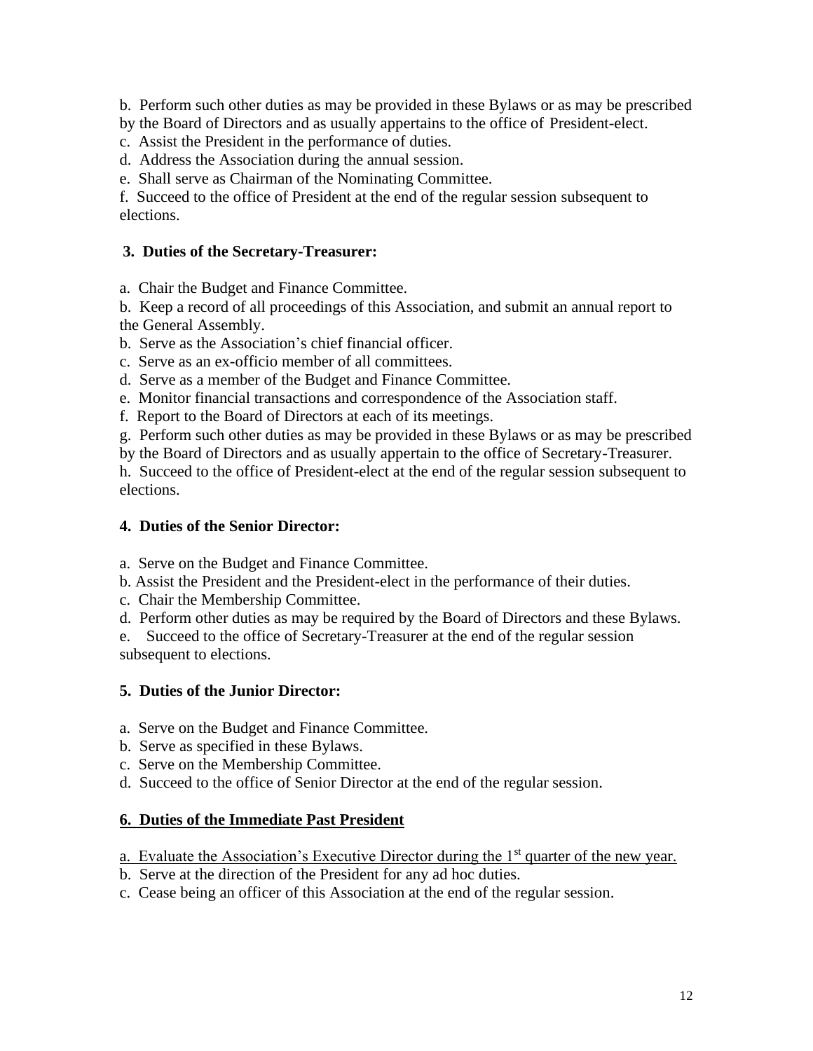b. Perform such other duties as may be provided in these Bylaws or as may be prescribed by the Board of Directors and as usually appertains to the office of President-elect.
c. Assist the President in the performance of duties.
d. Address the Association during the annual session.
e. Shall serve as Chairman of the Nominating Committee.
f. Succeed to the office of President at the end of the regular session subsequent to elections.

**3. Duties of the Secretary-Treasurer:**

a. Chair the Budget and Finance Committee.
b. Keep a record of all proceedings of this Association, and submit an annual report to the General Assembly.
b. Serve as the Association's chief financial officer.
c. Serve as an ex-officio member of all committees.
d. Serve as a member of the Budget and Finance Committee.
e. Monitor financial transactions and correspondence of the Association staff.
f. Report to the Board of Directors at each of its meetings.
g. Perform such other duties as may be provided in these Bylaws or as may be prescribed by the Board of Directors and as usually appertain to the office of Secretary-Treasurer.
h. Succeed to the office of President-elect at the end of the regular session subsequent to elections.

**4. Duties of the Senior Director:**

a. Serve on the Budget and Finance Committee.
b. Assist the President and the President-elect in the performance of their duties.
c. Chair the Membership Committee.
d. Perform other duties as may be required by the Board of Directors and these Bylaws.
e. Succeed to the office of Secretary-Treasurer at the end of the regular session subsequent to elections.

**5. Duties of the Junior Director:**

a. Serve on the Budget and Finance Committee.
b. Serve as specified in these Bylaws.
c. Serve on the Membership Committee.
d. Succeed to the office of Senior Director at the end of the regular session.

**<u>6. Duties of the Immediate Past President</u>**

<u>a. Evaluate the Association's Executive Director during the 1st quarter of the new year.</u>
b. Serve at the direction of the President for any ad hoc duties.
c. Cease being an officer of this Association at the end of the regular session.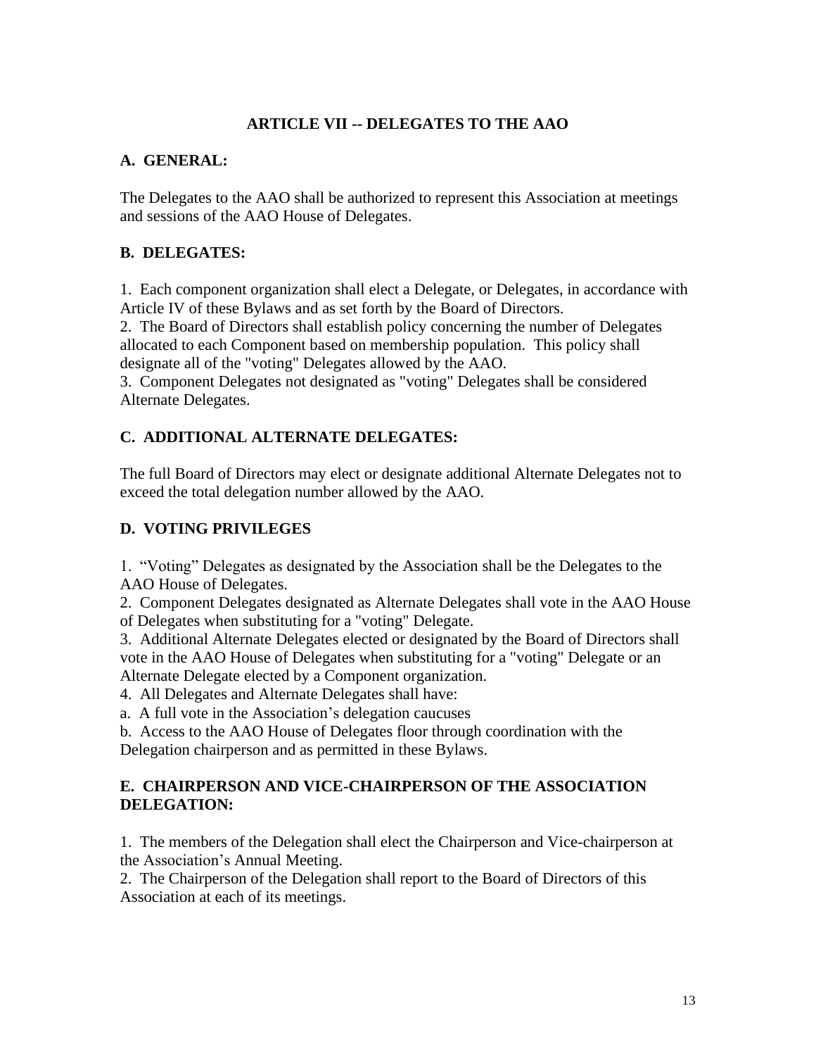## ARTICLE VII -- DELEGATES TO THE AAO

### A. GENERAL:

The Delegates to the AAO shall be authorized to represent this Association at meetings and sessions of the AAO House of Delegates.

### B. DELEGATES:

1. Each component organization shall elect a Delegate, or Delegates, in accordance with Article IV of these Bylaws and as set forth by the Board of Directors.
2. The Board of Directors shall establish policy concerning the number of Delegates allocated to each Component based on membership population. This policy shall designate all of the "voting" Delegates allowed by the AAO.
3. Component Delegates not designated as "voting" Delegates shall be considered Alternate Delegates.

### C. ADDITIONAL ALTERNATE DELEGATES:

The full Board of Directors may elect or designate additional Alternate Delegates not to exceed the total delegation number allowed by the AAO.

### D. VOTING PRIVILEGES

1. "Voting" Delegates as designated by the Association shall be the Delegates to the AAO House of Delegates.
2. Component Delegates designated as Alternate Delegates shall vote in the AAO House of Delegates when substituting for a "voting" Delegate.
3. Additional Alternate Delegates elected or designated by the Board of Directors shall vote in the AAO House of Delegates when substituting for a "voting" Delegate or an Alternate Delegate elected by a Component organization.
4. All Delegates and Alternate Delegates shall have:

a. A full vote in the Association's delegation caucuses

b. Access to the AAO House of Delegates floor through coordination with the Delegation chairperson and as permitted in these Bylaws.

### E. CHAIRPERSON AND VICE-CHAIRPERSON OF THE ASSOCIATION DELEGATION:

1. The members of the Delegation shall elect the Chairperson and Vice-chairperson at the Association's Annual Meeting.
2. The Chairperson of the Delegation shall report to the Board of Directors of this Association at each of its meetings.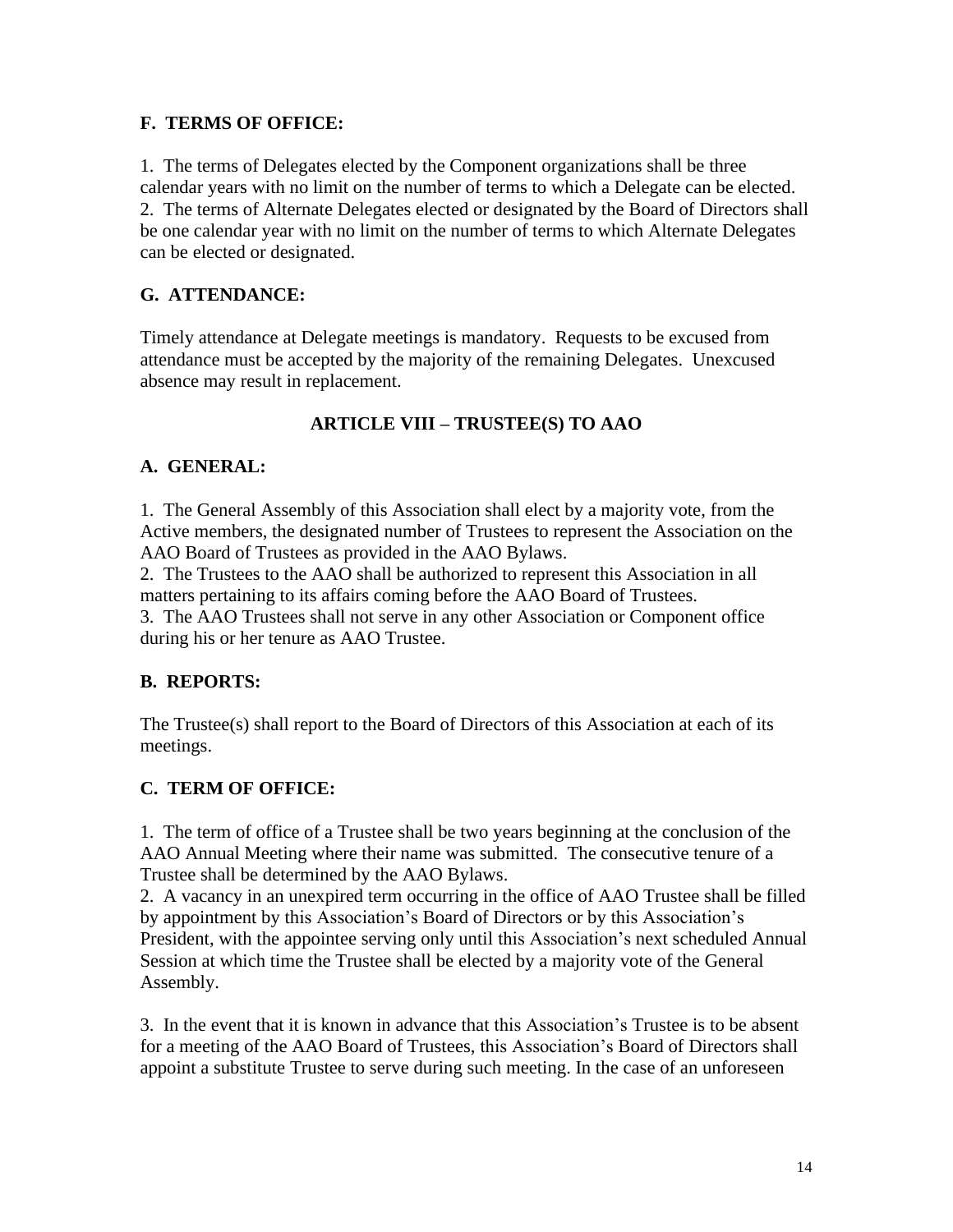### F. TERMS OF OFFICE:

1. The terms of Delegates elected by the Component organizations shall be three calendar years with no limit on the number of terms to which a Delegate can be elected.
2. The terms of Alternate Delegates elected or designated by the Board of Directors shall be one calendar year with no limit on the number of terms to which Alternate Delegates can be elected or designated.

### G. ATTENDANCE:

Timely attendance at Delegate meetings is mandatory. Requests to be excused from attendance must be accepted by the majority of the remaining Delegates. Unexcused absence may result in replacement.

## ARTICLE VIII – TRUSTEE(S) TO AAO

### A. GENERAL:

1. The General Assembly of this Association shall elect by a majority vote, from the Active members, the designated number of Trustees to represent the Association on the AAO Board of Trustees as provided in the AAO Bylaws.
2. The Trustees to the AAO shall be authorized to represent this Association in all matters pertaining to its affairs coming before the AAO Board of Trustees.
3. The AAO Trustees shall not serve in any other Association or Component office during his or her tenure as AAO Trustee.

### B. REPORTS:

The Trustee(s) shall report to the Board of Directors of this Association at each of its meetings.

### C. TERM OF OFFICE:

1. The term of office of a Trustee shall be two years beginning at the conclusion of the AAO Annual Meeting where their name was submitted. The consecutive tenure of a Trustee shall be determined by the AAO Bylaws.
2. A vacancy in an unexpired term occurring in the office of AAO Trustee shall be filled by appointment by this Association's Board of Directors or by this Association's President, with the appointee serving only until this Association's next scheduled Annual Session at which time the Trustee shall be elected by a majority vote of the General Assembly.

3. In the event that it is known in advance that this Association's Trustee is to be absent for a meeting of the AAO Board of Trustees, this Association's Board of Directors shall appoint a substitute Trustee to serve during such meeting. In the case of an unforeseen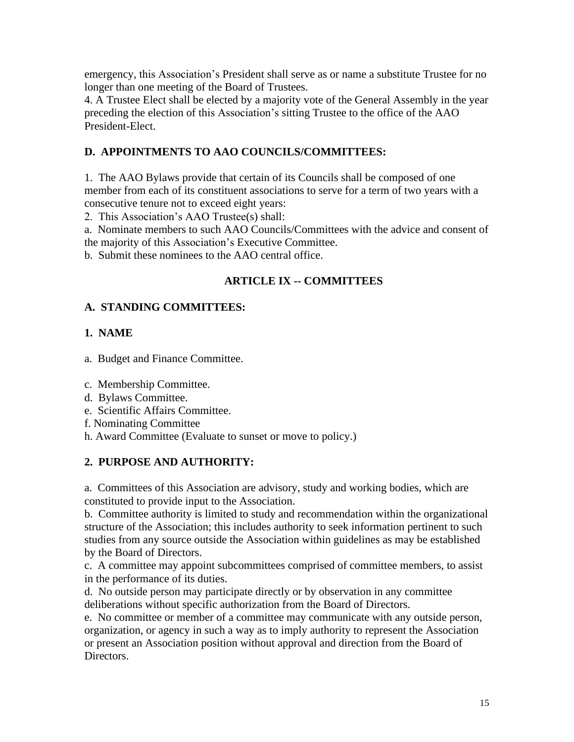emergency, this Association's President shall serve as or name a substitute Trustee for no longer than one meeting of the Board of Trustees.

4. A Trustee Elect shall be elected by a majority vote of the General Assembly in the year preceding the election of this Association's sitting Trustee to the office of the AAO President-Elect.

### D. APPOINTMENTS TO AAO COUNCILS/COMMITTEES:

1. The AAO Bylaws provide that certain of its Councils shall be composed of one member from each of its constituent associations to serve for a term of two years with a consecutive tenure not to exceed eight years:

2. This Association's AAO Trustee(s) shall:

a. Nominate members to such AAO Councils/Committees with the advice and consent of the majority of this Association's Executive Committee.

b. Submit these nominees to the AAO central office.

## ARTICLE IX -- COMMITTEES

### A. STANDING COMMITTEES:

#### 1. NAME

a. Budget and Finance Committee.

c. Membership Committee.
d. Bylaws Committee.
e. Scientific Affairs Committee.
f. Nominating Committee
h. Award Committee (Evaluate to sunset or move to policy.)

#### 2. PURPOSE AND AUTHORITY:

a. Committees of this Association are advisory, study and working bodies, which are constituted to provide input to the Association.

b. Committee authority is limited to study and recommendation within the organizational structure of the Association; this includes authority to seek information pertinent to such studies from any source outside the Association within guidelines as may be established by the Board of Directors.

c. A committee may appoint subcommittees comprised of committee members, to assist in the performance of its duties.

d. No outside person may participate directly or by observation in any committee deliberations without specific authorization from the Board of Directors.

e. No committee or member of a committee may communicate with any outside person, organization, or agency in such a way as to imply authority to represent the Association or present an Association position without approval and direction from the Board of Directors.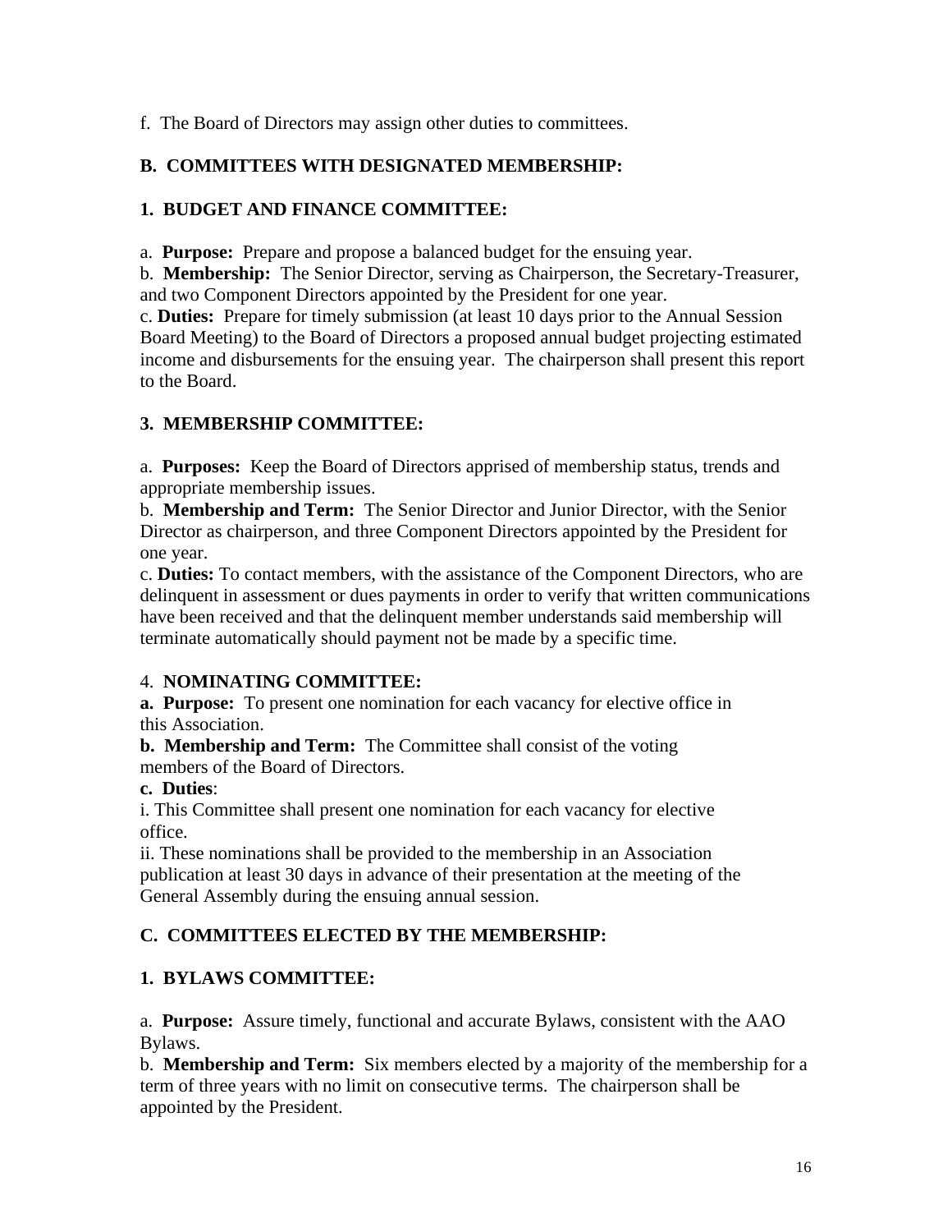f. The Board of Directors may assign other duties to committees.

**B. COMMITTEES WITH DESIGNATED MEMBERSHIP:**

**1. BUDGET AND FINANCE COMMITTEE:**

a. **Purpose:** Prepare and propose a balanced budget for the ensuing year.
b. **Membership:** The Senior Director, serving as Chairperson, the Secretary-Treasurer, and two Component Directors appointed by the President for one year.
c. **Duties:** Prepare for timely submission (at least 10 days prior to the Annual Session Board Meeting) to the Board of Directors a proposed annual budget projecting estimated income and disbursements for the ensuing year. The chairperson shall present this report to the Board.

**3. MEMBERSHIP COMMITTEE:**

a. **Purposes:** Keep the Board of Directors apprised of membership status, trends and appropriate membership issues.
b. **Membership and Term:** The Senior Director and Junior Director, with the Senior Director as chairperson, and three Component Directors appointed by the President for one year.
c. **Duties:** To contact members, with the assistance of the Component Directors, who are delinquent in assessment or dues payments in order to verify that written communications have been received and that the delinquent member understands said membership will terminate automatically should payment not be made by a specific time.

4. **NOMINATING COMMITTEE:**
**a. Purpose:** To present one nomination for each vacancy for elective office in this Association.
**b. Membership and Term:** The Committee shall consist of the voting members of the Board of Directors.
**c. Duties**:
i. This Committee shall present one nomination for each vacancy for elective office.
ii. These nominations shall be provided to the membership in an Association publication at least 30 days in advance of their presentation at the meeting of the General Assembly during the ensuing annual session.

**C. COMMITTEES ELECTED BY THE MEMBERSHIP:**

**1. BYLAWS COMMITTEE:**

a. **Purpose:** Assure timely, functional and accurate Bylaws, consistent with the AAO Bylaws.
b. **Membership and Term:** Six members elected by a majority of the membership for a term of three years with no limit on consecutive terms. The chairperson shall be appointed by the President.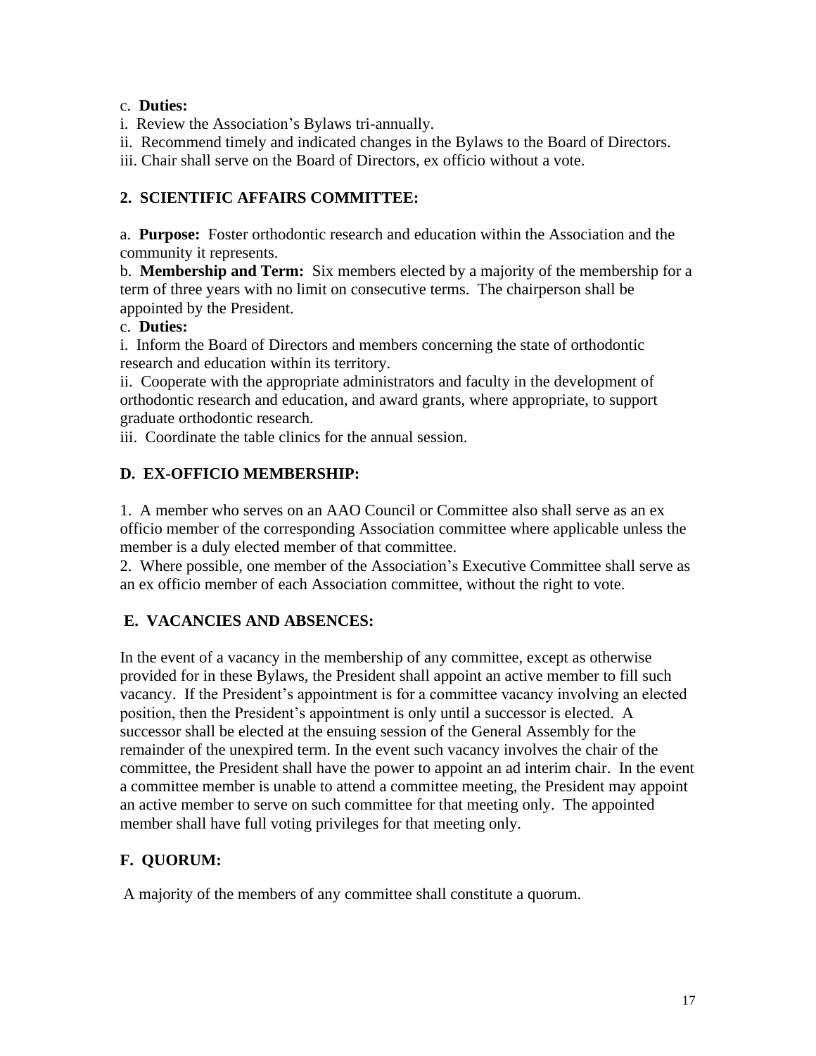c. **Duties:**

i. Review the Association's Bylaws tri-annually.

ii. Recommend timely and indicated changes in the Bylaws to the Board of Directors.

iii. Chair shall serve on the Board of Directors, ex officio without a vote.

**2. SCIENTIFIC AFFAIRS COMMITTEE:**

a. **Purpose:** Foster orthodontic research and education within the Association and the community it represents.

b. **Membership and Term:** Six members elected by a majority of the membership for a term of three years with no limit on consecutive terms. The chairperson shall be appointed by the President.

c. **Duties:**

i. Inform the Board of Directors and members concerning the state of orthodontic research and education within its territory.

ii. Cooperate with the appropriate administrators and faculty in the development of orthodontic research and education, and award grants, where appropriate, to support graduate orthodontic research.

iii. Coordinate the table clinics for the annual session.

**D. EX-OFFICIO MEMBERSHIP:**

1. A member who serves on an AAO Council or Committee also shall serve as an ex officio member of the corresponding Association committee where applicable unless the member is a duly elected member of that committee.
2. Where possible, one member of the Association's Executive Committee shall serve as an ex officio member of each Association committee, without the right to vote.

**E. VACANCIES AND ABSENCES:**

In the event of a vacancy in the membership of any committee, except as otherwise provided for in these Bylaws, the President shall appoint an active member to fill such vacancy. If the President's appointment is for a committee vacancy involving an elected position, then the President's appointment is only until a successor is elected. A successor shall be elected at the ensuing session of the General Assembly for the remainder of the unexpired term. In the event such vacancy involves the chair of the committee, the President shall have the power to appoint an ad interim chair. In the event a committee member is unable to attend a committee meeting, the President may appoint an active member to serve on such committee for that meeting only. The appointed member shall have full voting privileges for that meeting only.

**F. QUORUM:**

A majority of the members of any committee shall constitute a quorum.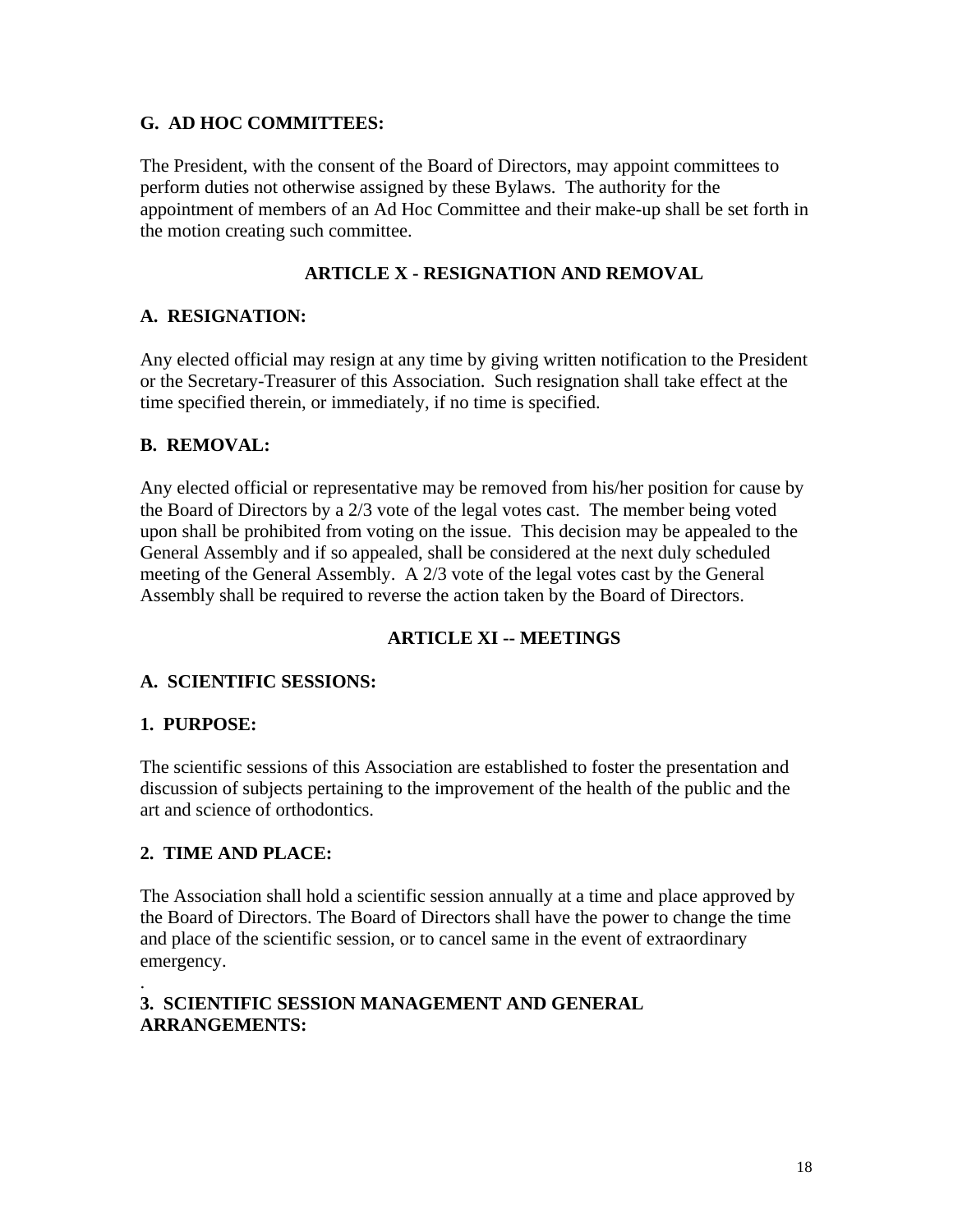**G. AD HOC COMMITTEES:**

The President, with the consent of the Board of Directors, may appoint committees to perform duties not otherwise assigned by these Bylaws. The authority for the appointment of members of an Ad Hoc Committee and their make-up shall be set forth in the motion creating such committee.

## ARTICLE X - RESIGNATION AND REMOVAL

**A. RESIGNATION:**

Any elected official may resign at any time by giving written notification to the President or the Secretary-Treasurer of this Association. Such resignation shall take effect at the time specified therein, or immediately, if no time is specified.

**B. REMOVAL:**

Any elected official or representative may be removed from his/her position for cause by the Board of Directors by a 2/3 vote of the legal votes cast. The member being voted upon shall be prohibited from voting on the issue. This decision may be appealed to the General Assembly and if so appealed, shall be considered at the next duly scheduled meeting of the General Assembly. A 2/3 vote of the legal votes cast by the General Assembly shall be required to reverse the action taken by the Board of Directors.

## ARTICLE XI -- MEETINGS

**A. SCIENTIFIC SESSIONS:**

**1. PURPOSE:**

The scientific sessions of this Association are established to foster the presentation and discussion of subjects pertaining to the improvement of the health of the public and the art and science of orthodontics.

**2. TIME AND PLACE:**

The Association shall hold a scientific session annually at a time and place approved by the Board of Directors. The Board of Directors shall have the power to change the time and place of the scientific session, or to cancel same in the event of extraordinary emergency.

**3. SCIENTIFIC SESSION MANAGEMENT AND GENERAL ARRANGEMENTS:**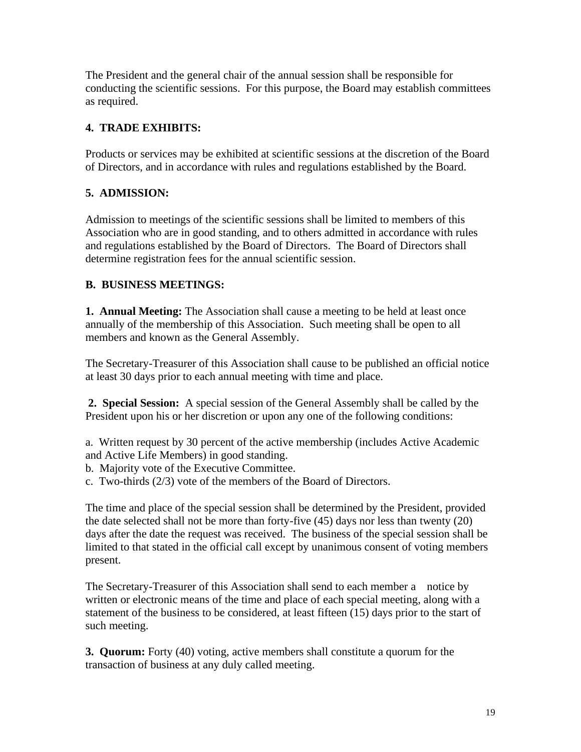The President and the general chair of the annual session shall be responsible for conducting the scientific sessions. For this purpose, the Board may establish committees as required.

**4. TRADE EXHIBITS:**

Products or services may be exhibited at scientific sessions at the discretion of the Board of Directors, and in accordance with rules and regulations established by the Board.

**5. ADMISSION:**

Admission to meetings of the scientific sessions shall be limited to members of this Association who are in good standing, and to others admitted in accordance with rules and regulations established by the Board of Directors. The Board of Directors shall determine registration fees for the annual scientific session.

**B. BUSINESS MEETINGS:**

**1. Annual Meeting:** The Association shall cause a meeting to be held at least once annually of the membership of this Association. Such meeting shall be open to all members and known as the General Assembly.

The Secretary-Treasurer of this Association shall cause to be published an official notice at least 30 days prior to each annual meeting with time and place.

**2. Special Session:** A special session of the General Assembly shall be called by the President upon his or her discretion or upon any one of the following conditions:

a. Written request by 30 percent of the active membership (includes Active Academic and Active Life Members) in good standing.
b. Majority vote of the Executive Committee.
c. Two-thirds (2/3) vote of the members of the Board of Directors.

The time and place of the special session shall be determined by the President, provided the date selected shall not be more than forty-five (45) days nor less than twenty (20) days after the date the request was received. The business of the special session shall be limited to that stated in the official call except by unanimous consent of voting members present.

The Secretary-Treasurer of this Association shall send to each member a notice by written or electronic means of the time and place of each special meeting, along with a statement of the business to be considered, at least fifteen (15) days prior to the start of such meeting.

**3. Quorum:** Forty (40) voting, active members shall constitute a quorum for the transaction of business at any duly called meeting.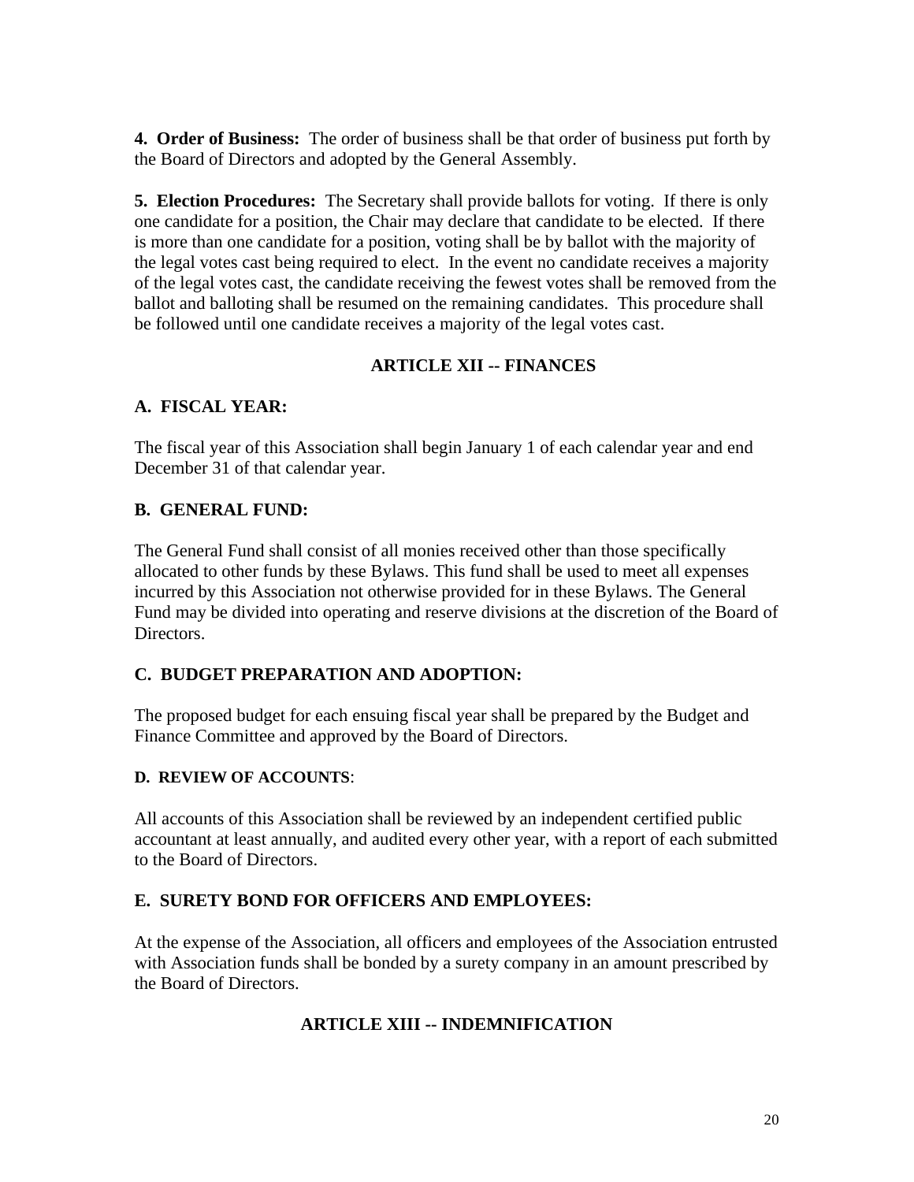**4. Order of Business:** The order of business shall be that order of business put forth by the Board of Directors and adopted by the General Assembly.

**5. Election Procedures:** The Secretary shall provide ballots for voting. If there is only one candidate for a position, the Chair may declare that candidate to be elected. If there is more than one candidate for a position, voting shall be by ballot with the majority of the legal votes cast being required to elect. In the event no candidate receives a majority of the legal votes cast, the candidate receiving the fewest votes shall be removed from the ballot and balloting shall be resumed on the remaining candidates. This procedure shall be followed until one candidate receives a majority of the legal votes cast.

## ARTICLE XII -- FINANCES

### A. FISCAL YEAR:

The fiscal year of this Association shall begin January 1 of each calendar year and end December 31 of that calendar year.

### B. GENERAL FUND:

The General Fund shall consist of all monies received other than those specifically allocated to other funds by these Bylaws. This fund shall be used to meet all expenses incurred by this Association not otherwise provided for in these Bylaws. The General Fund may be divided into operating and reserve divisions at the discretion of the Board of Directors.

### C. BUDGET PREPARATION AND ADOPTION:

The proposed budget for each ensuing fiscal year shall be prepared by the Budget and Finance Committee and approved by the Board of Directors.

### D. REVIEW OF ACCOUNTS:

All accounts of this Association shall be reviewed by an independent certified public accountant at least annually, and audited every other year, with a report of each submitted to the Board of Directors.

### E. SURETY BOND FOR OFFICERS AND EMPLOYEES:

At the expense of the Association, all officers and employees of the Association entrusted with Association funds shall be bonded by a surety company in an amount prescribed by the Board of Directors.

## ARTICLE XIII -- INDEMNIFICATION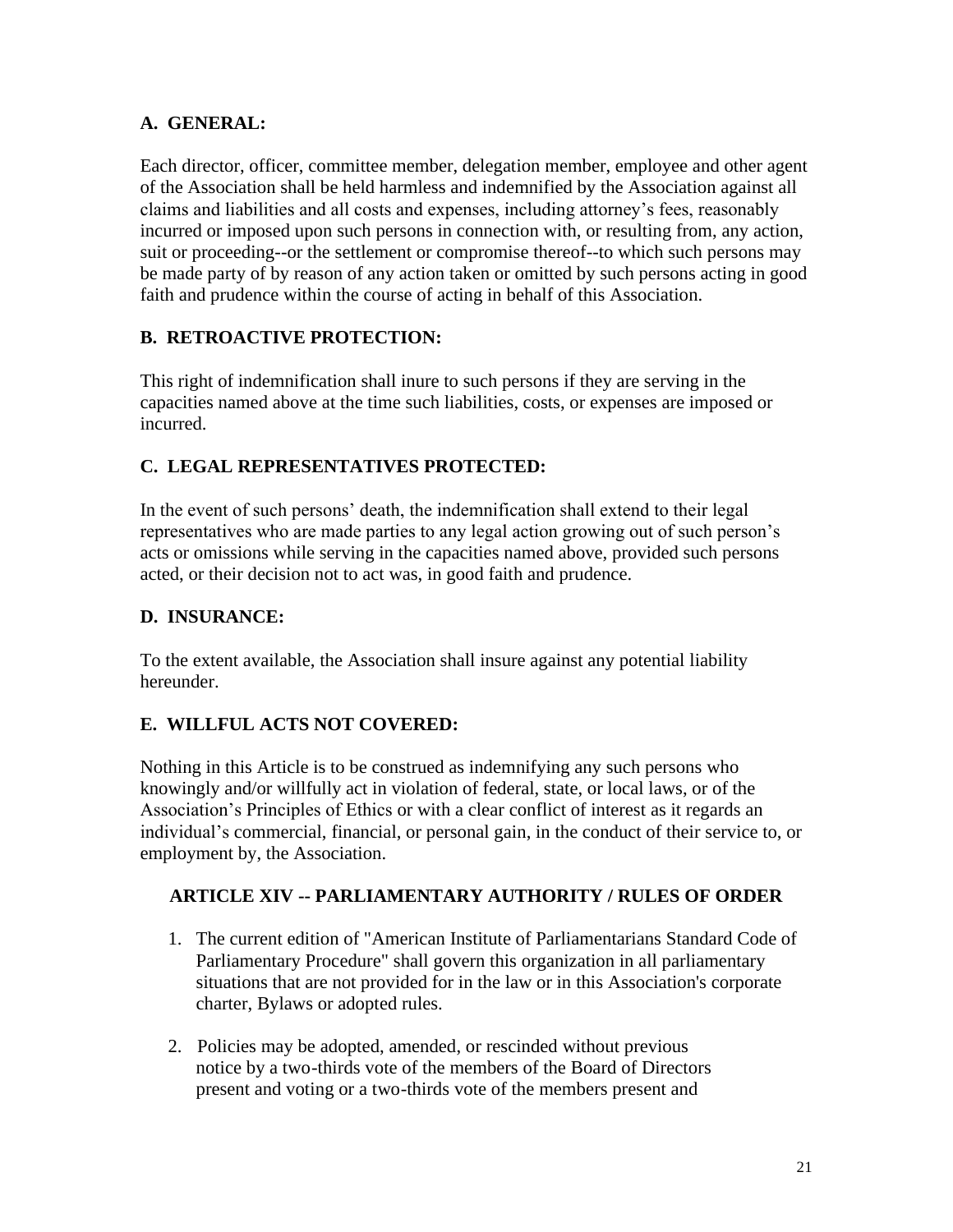### A. GENERAL:

Each director, officer, committee member, delegation member, employee and other agent of the Association shall be held harmless and indemnified by the Association against all claims and liabilities and all costs and expenses, including attorney's fees, reasonably incurred or imposed upon such persons in connection with, or resulting from, any action, suit or proceeding--or the settlement or compromise thereof--to which such persons may be made party of by reason of any action taken or omitted by such persons acting in good faith and prudence within the course of acting in behalf of this Association.

### B. RETROACTIVE PROTECTION:

This right of indemnification shall inure to such persons if they are serving in the capacities named above at the time such liabilities, costs, or expenses are imposed or incurred.

### C. LEGAL REPRESENTATIVES PROTECTED:

In the event of such persons' death, the indemnification shall extend to their legal representatives who are made parties to any legal action growing out of such person's acts or omissions while serving in the capacities named above, provided such persons acted, or their decision not to act was, in good faith and prudence.

### D. INSURANCE:

To the extent available, the Association shall insure against any potential liability hereunder.

### E. WILLFUL ACTS NOT COVERED:

Nothing in this Article is to be construed as indemnifying any such persons who knowingly and/or willfully act in violation of federal, state, or local laws, or of the Association's Principles of Ethics or with a clear conflict of interest as it regards an individual's commercial, financial, or personal gain, in the conduct of their service to, or employment by, the Association.

## ARTICLE XIV -- PARLIAMENTARY AUTHORITY / RULES OF ORDER

1. The current edition of "American Institute of Parliamentarians Standard Code of Parliamentary Procedure" shall govern this organization in all parliamentary situations that are not provided for in the law or in this Association's corporate charter, Bylaws or adopted rules.

2. Policies may be adopted, amended, or rescinded without previous notice by a two-thirds vote of the members of the Board of Directors present and voting or a two-thirds vote of the members present and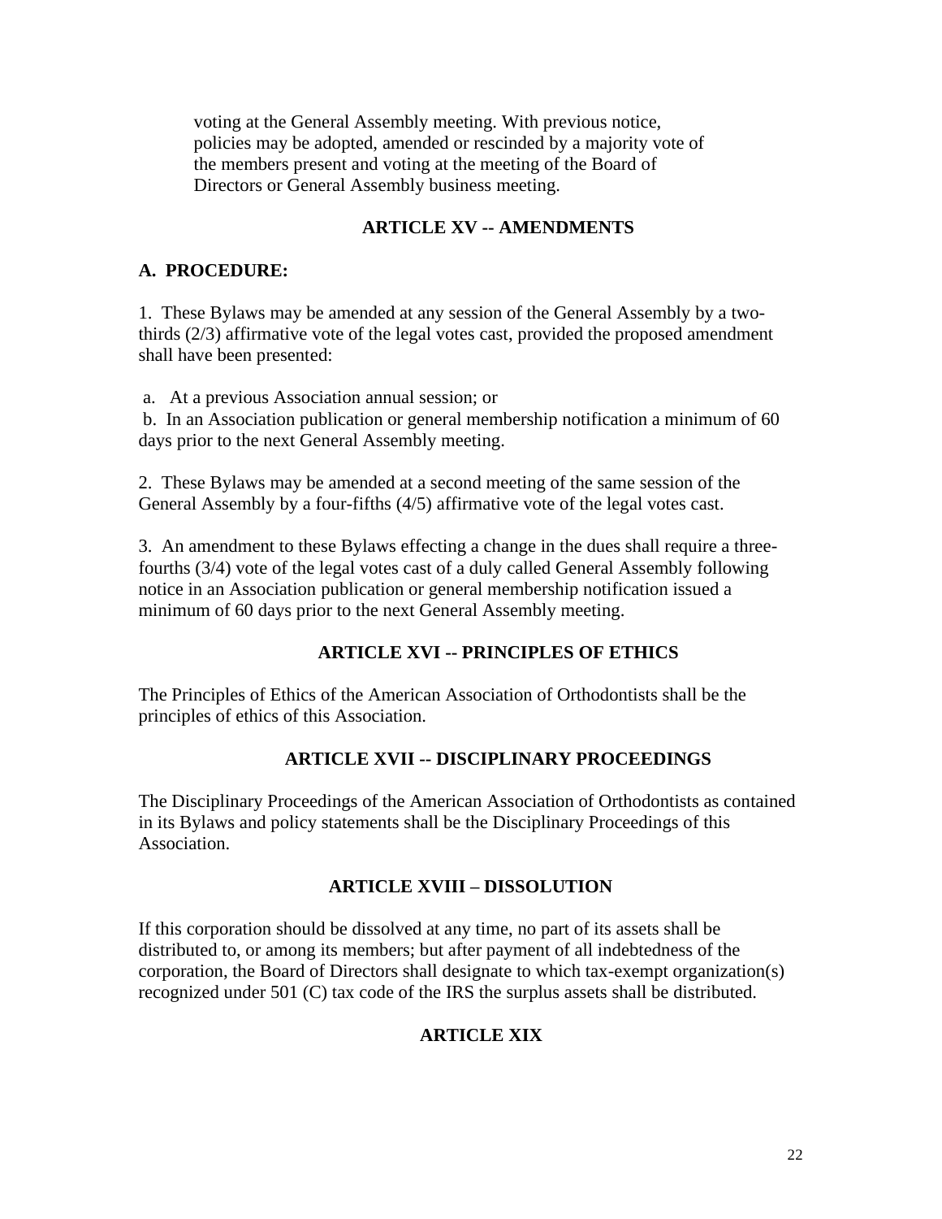voting at the General Assembly meeting. With previous notice, policies may be adopted, amended or rescinded by a majority vote of the members present and voting at the meeting of the Board of Directors or General Assembly business meeting.

## ARTICLE XV -- AMENDMENTS

**A. PROCEDURE:**

1. These Bylaws may be amended at any session of the General Assembly by a two-thirds (2/3) affirmative vote of the legal votes cast, provided the proposed amendment shall have been presented:

a. At a previous Association annual session; or
b. In an Association publication or general membership notification a minimum of 60 days prior to the next General Assembly meeting.

2. These Bylaws may be amended at a second meeting of the same session of the General Assembly by a four-fifths (4/5) affirmative vote of the legal votes cast.

3. An amendment to these Bylaws effecting a change in the dues shall require a three-fourths (3/4) vote of the legal votes cast of a duly called General Assembly following notice in an Association publication or general membership notification issued a minimum of 60 days prior to the next General Assembly meeting.

## ARTICLE XVI -- PRINCIPLES OF ETHICS

The Principles of Ethics of the American Association of Orthodontists shall be the principles of ethics of this Association.

## ARTICLE XVII -- DISCIPLINARY PROCEEDINGS

The Disciplinary Proceedings of the American Association of Orthodontists as contained in its Bylaws and policy statements shall be the Disciplinary Proceedings of this Association.

## ARTICLE XVIII – DISSOLUTION

If this corporation should be dissolved at any time, no part of its assets shall be distributed to, or among its members; but after payment of all indebtedness of the corporation, the Board of Directors shall designate to which tax-exempt organization(s) recognized under 501 (C) tax code of the IRS the surplus assets shall be distributed.

## ARTICLE XIX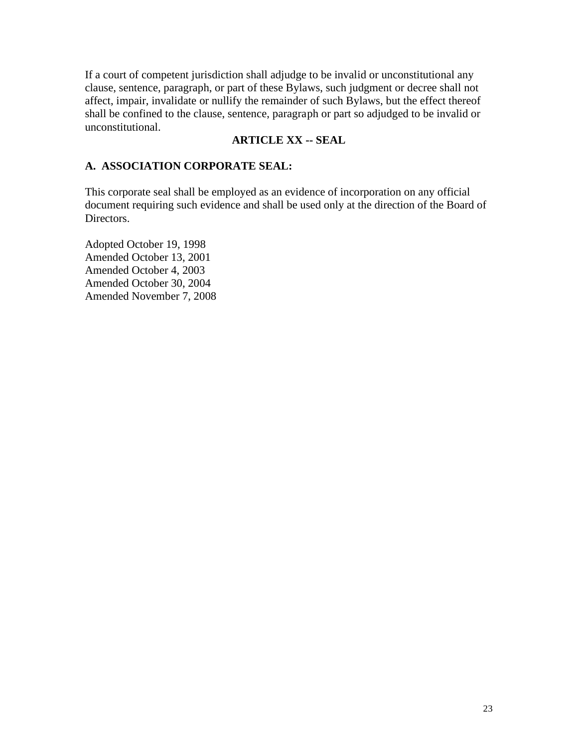If a court of competent jurisdiction shall adjudge to be invalid or unconstitutional any clause, sentence, paragraph, or part of these Bylaws, such judgment or decree shall not affect, impair, invalidate or nullify the remainder of such Bylaws, but the effect thereof shall be confined to the clause, sentence, paragraph or part so adjudged to be invalid or unconstitutional.

## ARTICLE XX -- SEAL

### A. ASSOCIATION CORPORATE SEAL:

This corporate seal shall be employed as an evidence of incorporation on any official document requiring such evidence and shall be used only at the direction of the Board of Directors.

Adopted October 19, 1998
Amended October 13, 2001
Amended October 4, 2003
Amended October 30, 2004
Amended November 7, 2008